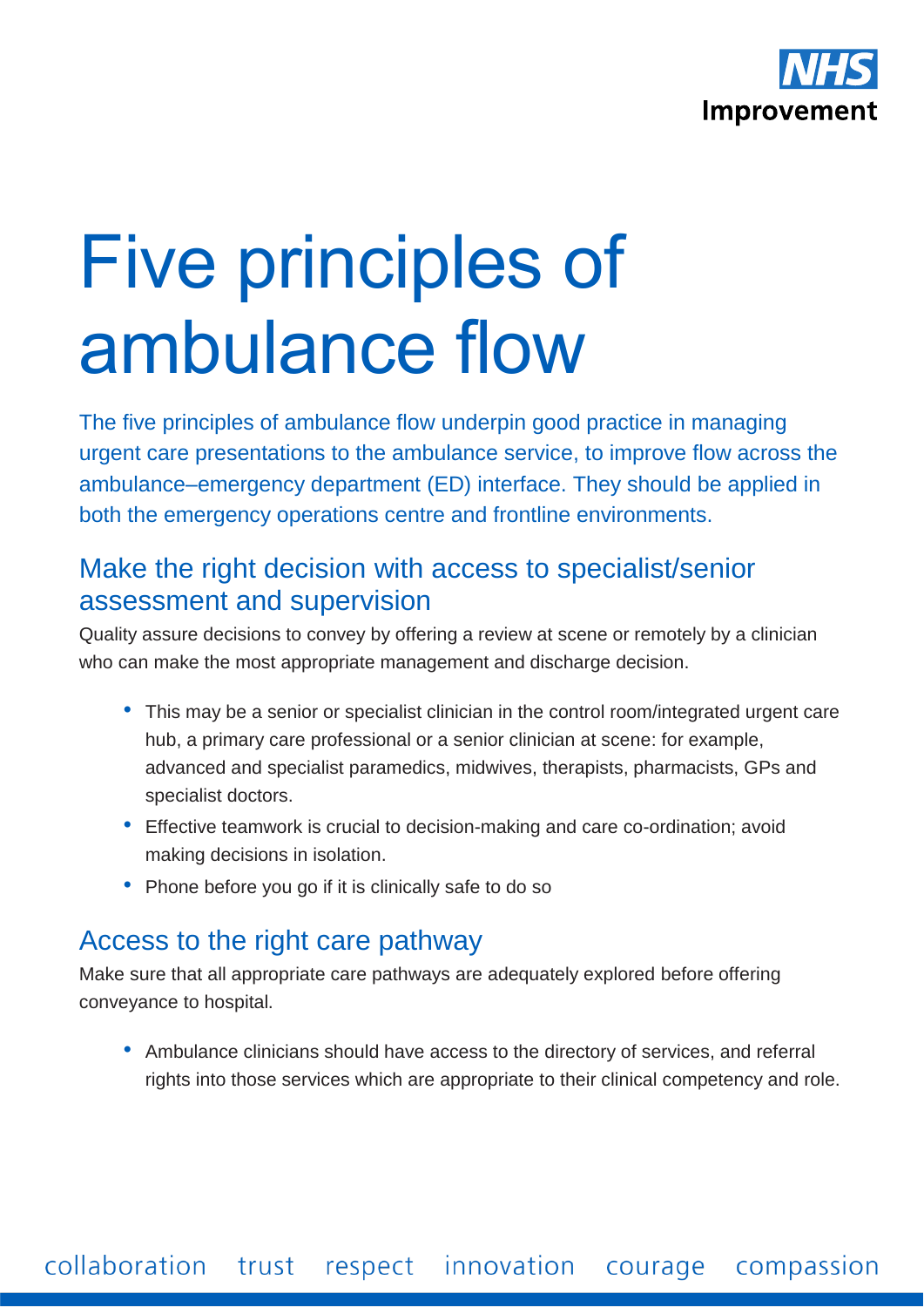# Five principles of ambulance flow

The five principles of ambulance flow underpin good practice in managing urgent care presentations to the ambulance service, to improve flow across the ambulance–emergency department (ED) interface. They should be applied in both the emergency operations centre and frontline environments.

## Make the right decision with access to specialist/senior assessment and supervision

Quality assure decisions to convey by offering a review at scene or remotely by a clinician who can make the most appropriate management and discharge decision.

- This may be a senior or specialist clinician in the control room/integrated urgent care hub, a primary care professional or a senior clinician at scene: for example, advanced and specialist paramedics, midwives, therapists, pharmacists, GPs and specialist doctors.
- Effective teamwork is crucial to decision-making and care co-ordination; avoid making decisions in isolation.
- Phone before you go if it is clinically safe to do so

## Access to the right care pathway

Make sure that all appropriate care pathways are adequately explored before offering conveyance to hospital.

- Ambulance clinicians should have access to the directory of services, and referral rights into those services which are appropriate to their clinical competency and role.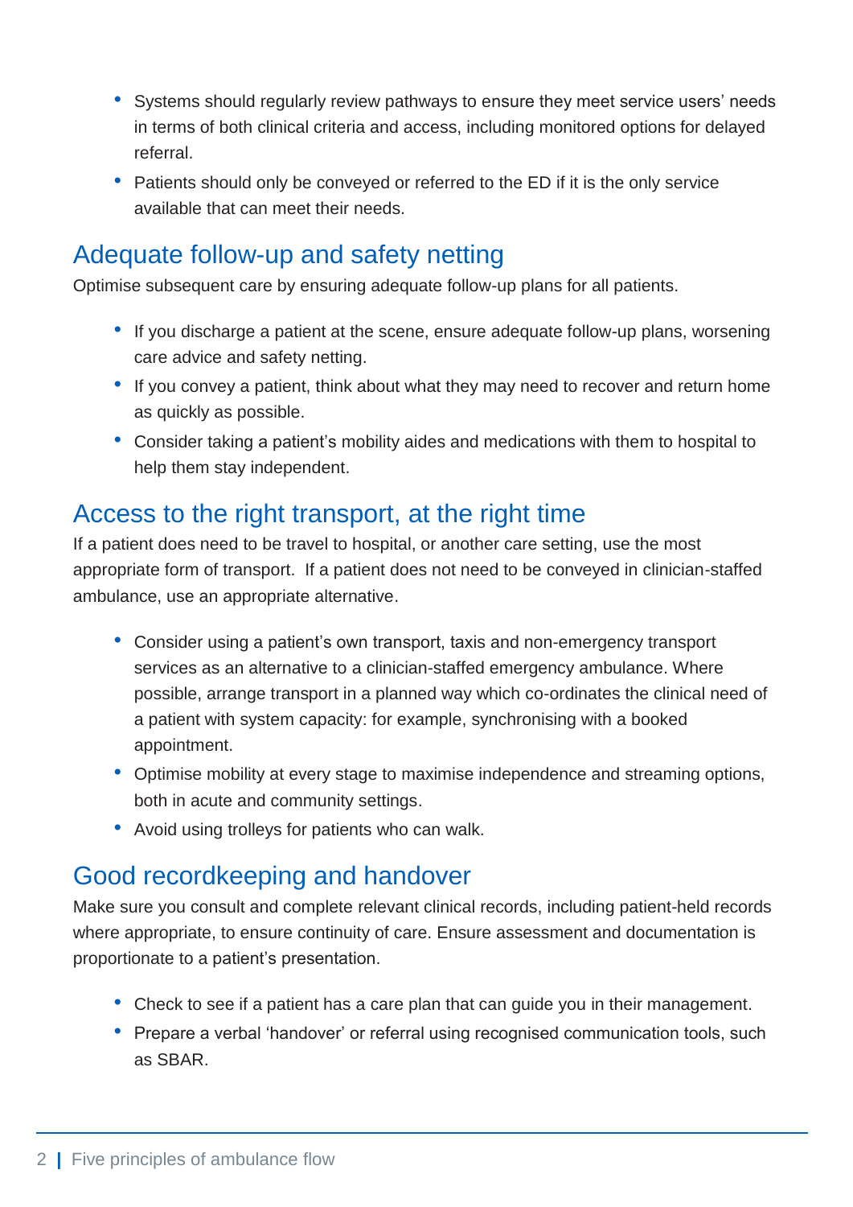- Systems should regularly review pathways to ensure they meet service users' needs in terms of both clinical criteria and access, including monitored options for delayed referral.
- Patients should only be conveyed or referred to the ED if it is the only service available that can meet their needs.

## Adequate follow-up and safety netting

Optimise subsequent care by ensuring adequate follow-up plans for all patients.

- If you discharge a patient at the scene, ensure adequate follow-up plans, worsening care advice and safety netting.
- If you convey a patient, think about what they may need to recover and return home as quickly as possible.
- Consider taking a patient's mobility aides and medications with them to hospital to help them stay independent.

## Access to the right transport, at the right time

If a patient does need to be travel to hospital, or another care setting, use the most appropriate form of transport. If a patient does not need to be conveyed in clinician-staffed ambulance, use an appropriate alternative.

- Consider using a patient's own transport, taxis and non-emergency transport services as an alternative to a clinician-staffed emergency ambulance. Where possible, arrange transport in a planned way which co-ordinates the clinical need of a patient with system capacity: for example, synchronising with a booked appointment.
- Optimise mobility at every stage to maximise independence and streaming options, both in acute and community settings.
- Avoid using trolleys for patients who can walk.

## Good recordkeeping and handover

Make sure you consult and complete relevant clinical records, including patient-held records where appropriate, to ensure continuity of care. Ensure assessment and documentation is proportionate to a patient's presentation.

- Check to see if a patient has a care plan that can guide you in their management.
- Prepare a verbal 'handover' or referral using recognised communication tools, such as SBAR.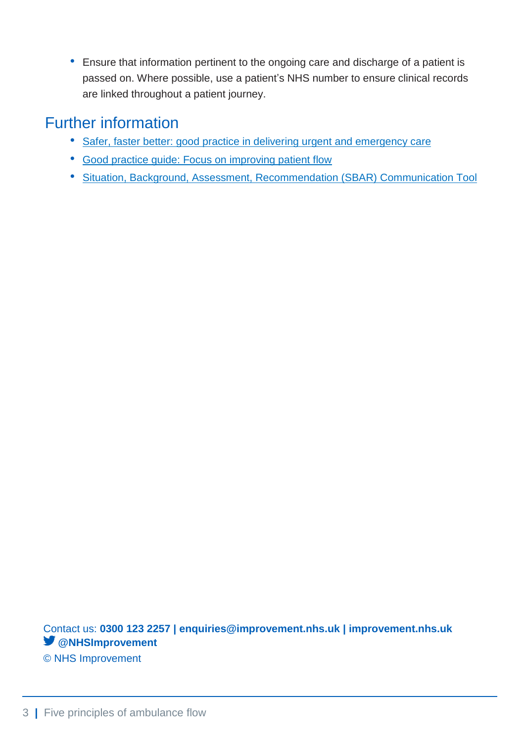- Ensure that information pertinent to the ongoing care and discharge of a patient is passed on. Where possible, use a patient's NHS number to ensure clinical records are linked throughout a patient journey.

## Further information

- Safer, faster better: good practice in delivering urgent and emergency care
- Good practice guide: Focus on improving patient flow
- Situation, Background, Assessment, Recommendation (SBAR) Communication Tool

Contact us: **0300 123 2257 | enquiries@improvement.nhs.uk | improvement.nhs.uk**
**@NHSImprovement**
© NHS Improvement